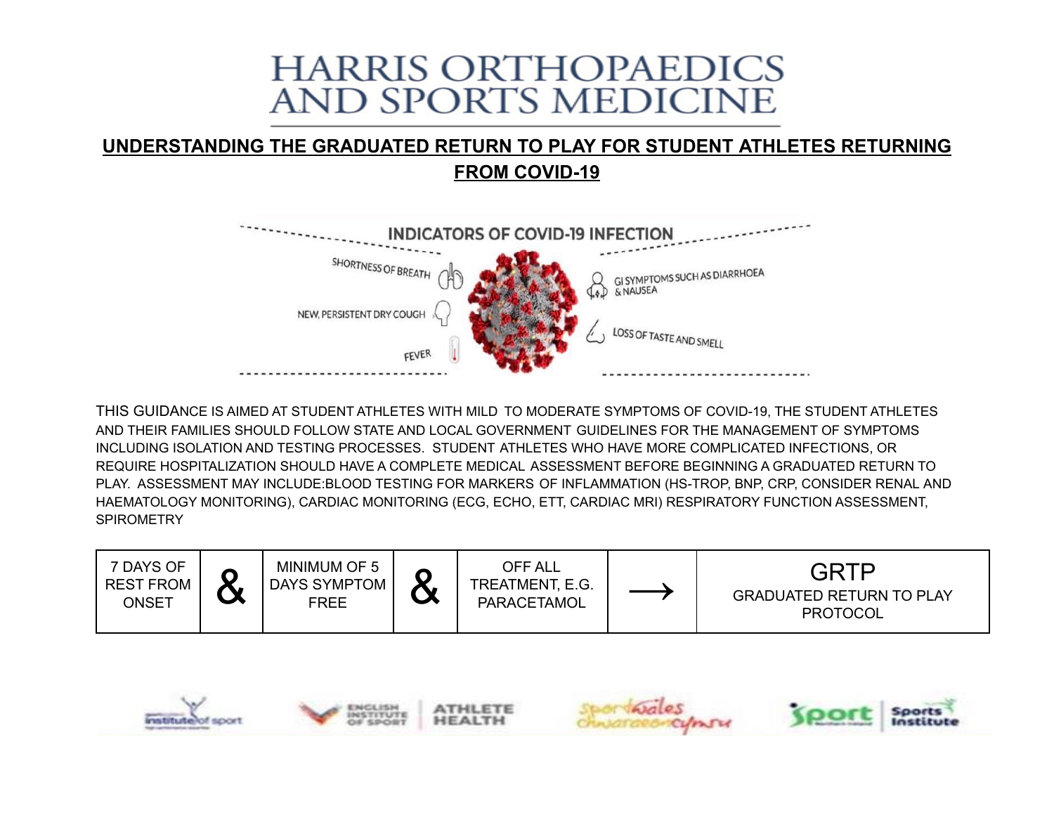# HARRIS ORTHOPAEDICS AND SPORTS MEDICINE

## UNDERSTANDING THE GRADUATED RETURN TO PLAY FOR STUDENT ATHLETES RETURNING FROM COVID-19

### INDICATORS OF COVID-19 INFECTION

- SHORTNESS OF BREATH
- NEW, PERSISTENT DRY COUGH
- FEVER
- GI SYMPTOMS SUCH AS DIARRHOEA & NAUSEA
- LOSS OF TASTE AND SMELL

THIS GUIDANCE IS AIMED AT STUDENT ATHLETES WITH MILD TO MODERATE SYMPTOMS OF COVID-19, THE STUDENT ATHLETES AND THEIR FAMILIES SHOULD FOLLOW STATE AND LOCAL GOVERNMENT GUIDELINES FOR THE MANAGEMENT OF SYMPTOMS INCLUDING ISOLATION AND TESTING PROCESSES. STUDENT ATHLETES WHO HAVE MORE COMPLICATED INFECTIONS, OR REQUIRE HOSPITALIZATION SHOULD HAVE A COMPLETE MEDICAL ASSESSMENT BEFORE BEGINNING A GRADUATED RETURN TO PLAY. ASSESSMENT MAY INCLUDE:BLOOD TESTING FOR MARKERS OF INFLAMMATION (HS-TROP, BNP, CRP, CONSIDER RENAL AND HAEMATOLOGY MONITORING), CARDIAC MONITORING (ECG, ECHO, ETT, CARDIAC MRI) RESPIRATORY FUNCTION ASSESSMENT, SPIROMETRY

| 7 DAYS OF REST FROM ONSET | & | MINIMUM OF 5 DAYS SYMPTOM FREE | & | OFF ALL TREATMENT, E.G. PARACETAMOL | → | GRTP GRADUATED RETURN TO PLAY PROTOCOL |
|---|---|---|---|---|---|---|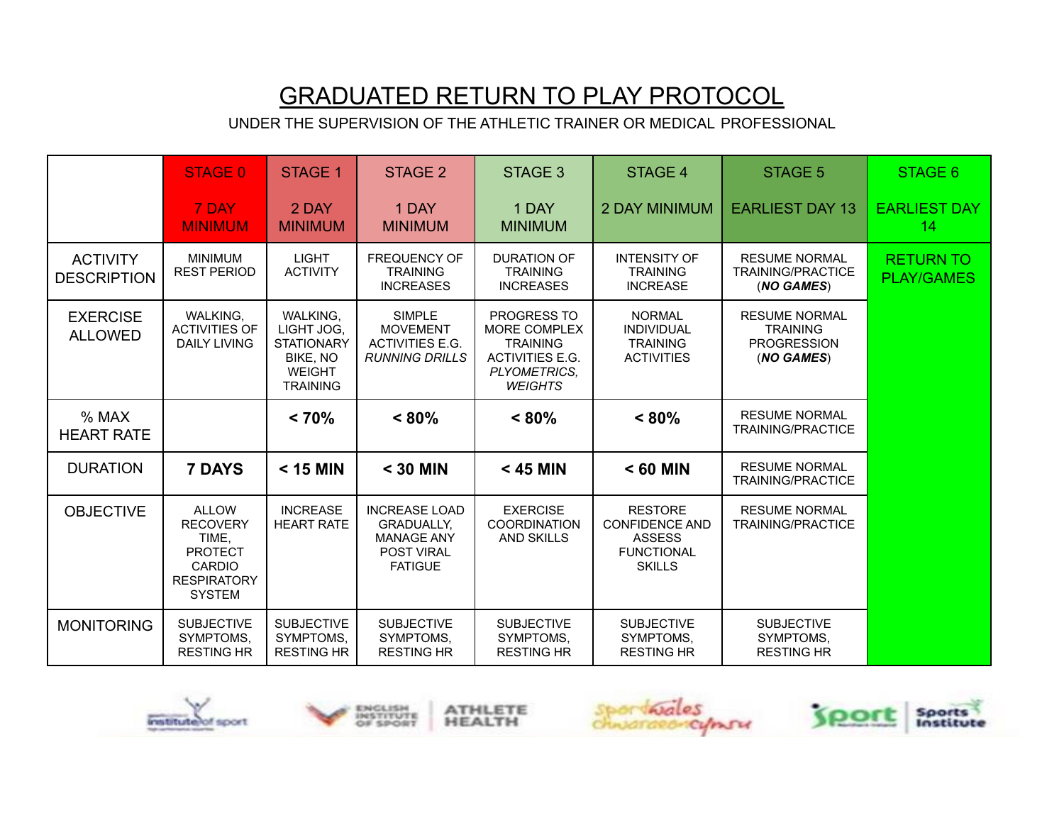# GRADUATED RETURN TO PLAY PROTOCOL

UNDER THE SUPERVISION OF THE ATHLETIC TRAINER OR MEDICAL PROFESSIONAL

| | STAGE 0<br>7 DAY MINIMUM | STAGE 1<br>2 DAY MINIMUM | STAGE 2<br>1 DAY MINIMUM | STAGE 3<br>1 DAY MINIMUM | STAGE 4<br>2 DAY MINIMUM | STAGE 5<br>EARLIEST DAY 13 | STAGE 6<br>EARLIEST DAY 14 |
|---|---|---|---|---|---|---|---|
| ACTIVITY DESCRIPTION | MINIMUM REST PERIOD | LIGHT ACTIVITY | FREQUENCY OF TRAINING INCREASES | DURATION OF TRAINING INCREASES | INTENSITY OF TRAINING INCREASE | RESUME NORMAL TRAINING/PRACTICE (***NO GAMES***) | RETURN TO PLAY/GAMES |
| EXERCISE ALLOWED | WALKING, ACTIVITIES OF DAILY LIVING | WALKING, LIGHT JOG, STATIONARY BIKE, NO WEIGHT TRAINING | SIMPLE MOVEMENT ACTIVITIES E.G. *RUNNING DRILLS* | PROGRESS TO MORE COMPLEX TRAINING ACTIVITIES E.G. *PLYOMETRICS, WEIGHTS* | NORMAL INDIVIDUAL TRAINING ACTIVITIES | RESUME NORMAL TRAINING PROGRESSION (***NO GAMES***) | |
| % MAX HEART RATE | | **< 70%** | **< 80%** | **< 80%** | **< 80%** | RESUME NORMAL TRAINING/PRACTICE | |
| DURATION | **7 DAYS** | **< 15 MIN** | **< 30 MIN** | **< 45 MIN** | **< 60 MIN** | RESUME NORMAL TRAINING/PRACTICE | |
| OBJECTIVE | ALLOW RECOVERY TIME, PROTECT CARDIO RESPIRATORY SYSTEM | INCREASE HEART RATE | INCREASE LOAD GRADUALLY, MANAGE ANY POST VIRAL FATIGUE | EXERCISE COORDINATION AND SKILLS | RESTORE CONFIDENCE AND ASSESS FUNCTIONAL SKILLS | RESUME NORMAL TRAINING/PRACTICE | |
| MONITORING | SUBJECTIVE SYMPTOMS, RESTING HR | SUBJECTIVE SYMPTOMS, RESTING HR | SUBJECTIVE SYMPTOMS, RESTING HR | SUBJECTIVE SYMPTOMS, RESTING HR | SUBJECTIVE SYMPTOMS, RESTING HR | SUBJECTIVE SYMPTOMS, RESTING HR | |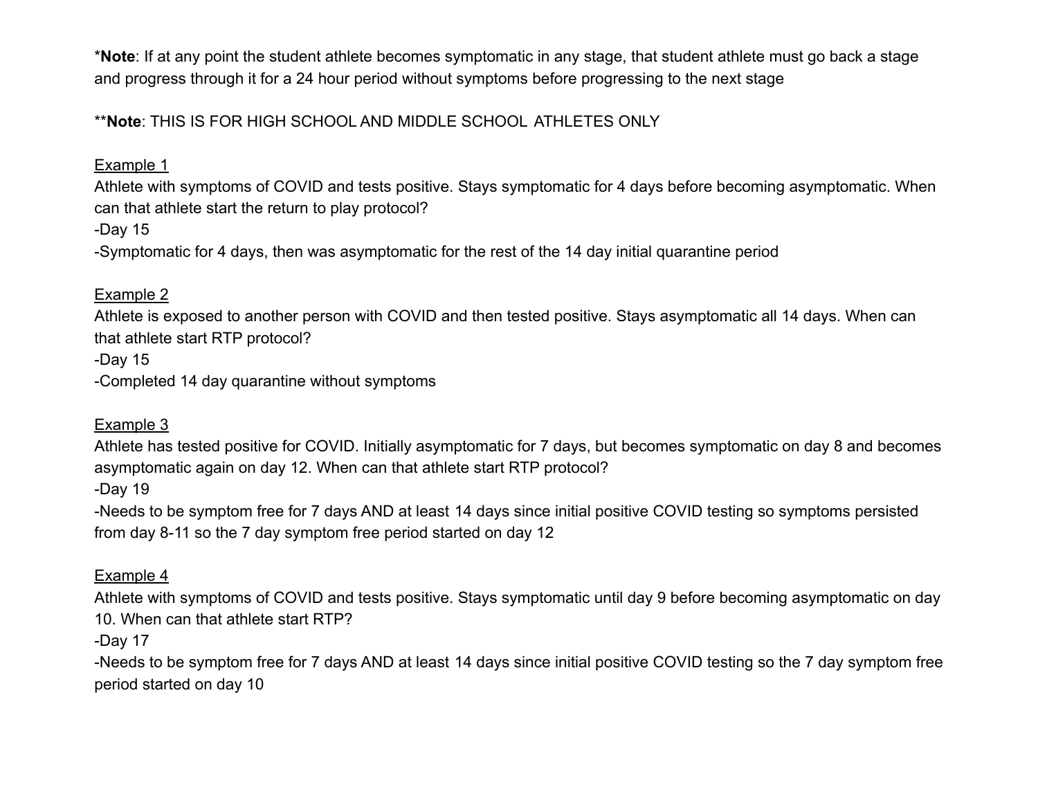*Note: If at any point the student athlete becomes symptomatic in any stage, that student athlete must go back a stage and progress through it for a 24 hour period without symptoms before progressing to the next stage

**Note: THIS IS FOR HIGH SCHOOL AND MIDDLE SCHOOL ATHLETES ONLY

Example 1

Athlete with symptoms of COVID and tests positive. Stays symptomatic for 4 days before becoming asymptomatic. When can that athlete start the return to play protocol?

-Day 15

-Symptomatic for 4 days, then was asymptomatic for the rest of the 14 day initial quarantine period

Example 2

Athlete is exposed to another person with COVID and then tested positive. Stays asymptomatic all 14 days. When can that athlete start RTP protocol?

-Day 15

-Completed 14 day quarantine without symptoms

Example 3

Athlete has tested positive for COVID. Initially asymptomatic for 7 days, but becomes symptomatic on day 8 and becomes asymptomatic again on day 12. When can that athlete start RTP protocol?

-Day 19

-Needs to be symptom free for 7 days AND at least 14 days since initial positive COVID testing so symptoms persisted from day 8-11 so the 7 day symptom free period started on day 12

Example 4

Athlete with symptoms of COVID and tests positive. Stays symptomatic until day 9 before becoming asymptomatic on day 10. When can that athlete start RTP?

-Day 17

-Needs to be symptom free for 7 days AND at least 14 days since initial positive COVID testing so the 7 day symptom free period started on day 10